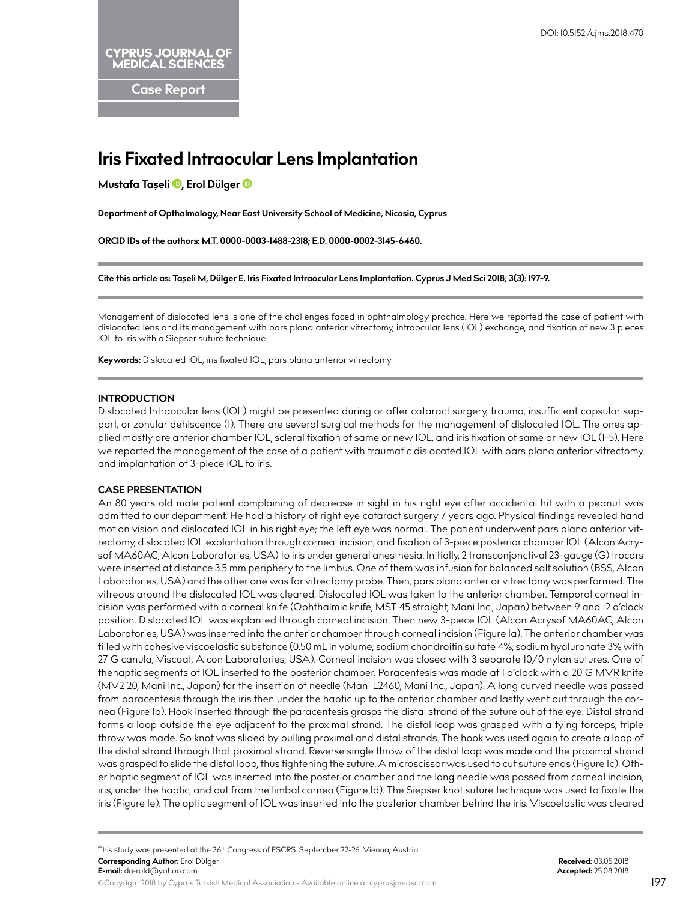CYPRUS JOURNAL OF MEDICAL SCIENCES

Case Report

DOI: 10.5152/cjms.2018.470

# Iris Fixated Intraocular Lens Implantation

**Mustafa Taşeli, Erol Dülger**

**Department of Opthalmology, Near East University School of Medicine, Nicosia, Cyprus**

**ORCID IDs of the authors: M.T. 0000-0003-1488-2318; E.D. 0000-0002-3145-6460.**

**Cite this article as: Taşeli M, Dülger E. Iris Fixated Intraocular Lens Implantation. Cyprus J Med Sci 2018; 3(3): 197-9.**

Management of dislocated lens is one of the challenges faced in ophthalmology practice. Here we reported the case of patient with dislocated lens and its management with pars plana anterior vitrectomy, intraocular lens (IOL) exchange, and fixation of new 3 pieces IOL to iris with a Siepser suture technique.

**Keywords:** Dislocated IOL, iris fixated IOL, pars plana anterior vitrectomy

## INTRODUCTION

Dislocated Intraocular lens (IOL) might be presented during or after cataract surgery, trauma, insufficient capsular support, or zonular dehiscence (1). There are several surgical methods for the management of dislocated IOL. The ones applied mostly are anterior chamber IOL, scleral fixation of same or new IOL, and iris fixation of same or new IOL (1-5). Here we reported the management of the case of a patient with traumatic dislocated IOL with pars plana anterior vitrectomy and implantation of 3-piece IOL to iris.

## CASE PRESENTATION

An 80 years old male patient complaining of decrease in sight in his right eye after accidental hit with a peanut was admitted to our department. He had a history of right eye cataract surgery 7 years ago. Physical findings revealed hand motion vision and dislocated IOL in his right eye; the left eye was normal. The patient underwent pars plana anterior vitrectomy, dislocated IOL explantation through corneal incision, and fixation of 3-piece posterior chamber IOL (Alcon Acrysof MA60AC, Alcon Laboratories, USA) to iris under general anesthesia. Initially, 2 transconjonctival 23-gauge (G) trocars were inserted at distance 3.5 mm periphery to the limbus. One of them was infusion for balanced salt solution (BSS, Alcon Laboratories, USA) and the other one was for vitrectomy probe. Then, pars plana anterior vitrectomy was performed. The vitreous around the dislocated IOL was cleared. Dislocated IOL was taken to the anterior chamber. Temporal corneal incision was performed with a corneal knife (Ophthalmic knife, MST 45 straight, Mani Inc., Japan) between 9 and 12 o'clock position. Dislocated IOL was explanted through corneal incision. Then new 3-piece IOL (Alcon Acrysof MA60AC, Alcon Laboratories, USA) was inserted into the anterior chamber through corneal incision (Figure 1a). The anterior chamber was filled with cohesive viscoelastic substance (0.50 mL in volume; sodium chondroitin sulfate 4%, sodium hyaluronate 3% with 27 G canula, Viscoat, Alcon Laboratories, USA). Corneal incision was closed with 3 separate 10/0 nylon sutures. One of thehaptic segments of IOL inserted to the posterior chamber. Paracentesis was made at 1 o'clock with a 20 G MVR knife (MV2 20, Mani Inc., Japan) for the insertion of needle (Mani L2460, Mani Inc., Japan). A long curved needle was passed from paracentesis through the iris then under the haptic up to the anterior chamber and lastly went out through the cornea (Figure 1b). Hook inserted through the paracentesis grasps the distal strand of the suture out of the eye. Distal strand forms a loop outside the eye adjacent to the proximal strand. The distal loop was grasped with a tying forceps, triple throw was made. So knot was slided by pulling proximal and distal strands. The hook was used again to create a loop of the distal strand through that proximal strand. Reverse single throw of the distal loop was made and the proximal strand was grasped to slide the distal loop, thus tightening the suture. A microscissor was used to cut suture ends (Figure 1c). Other haptic segment of IOL was inserted into the posterior chamber and the long needle was passed from corneal incision, iris, under the haptic, and out from the limbal cornea (Figure 1d). The Siepser knot suture technique was used to fixate the iris (Figure 1e). The optic segment of IOL was inserted into the posterior chamber behind the iris. Viscoelastic was cleared

This study was presented at the 36th Congress of ESCRS. September 22-26. Vienna, Austria.

**Corresponding Author:** Erol Dülger
**E-mail:** drerold@yahoo.com

**Received:** 03.05.2018
**Accepted:** 25.08.2018

©Copyright 2018 by Cyprus Turkish Medical Association - Available online at cyprusjmedsci.com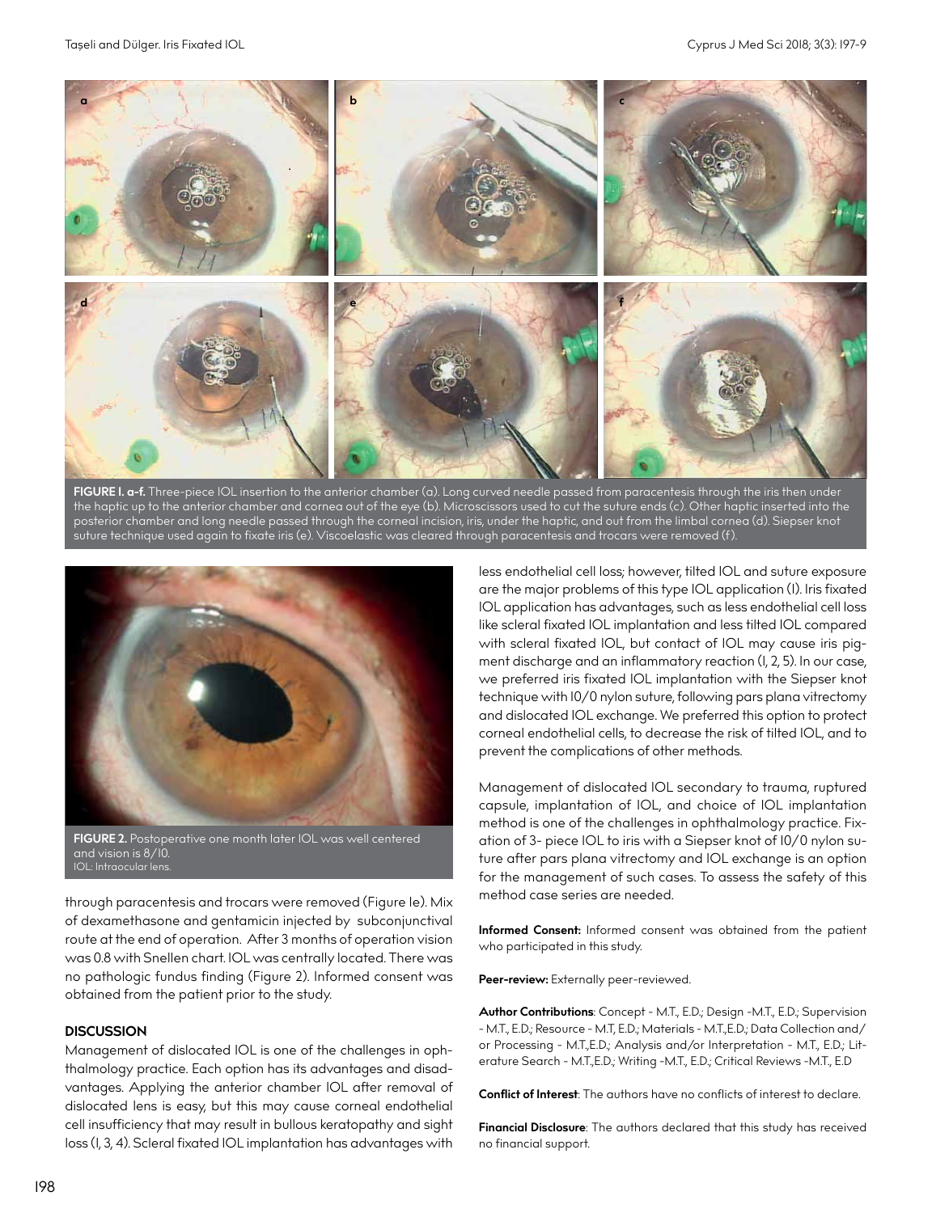FIGURE 1. a-f. Three-piece IOL insertion to the anterior chamber (a). Long curved needle passed from paracentesis through the iris then under the haptic up to the anterior chamber and cornea out of the eye (b). Microscissors used to cut the suture ends (c). Other haptic inserted into the posterior chamber and long needle passed through the corneal incision, iris, under the haptic, and out from the limbal cornea (d). Siepser knot suture technique used again to fixate iris (e). Viscoelastic was cleared through paracentesis and trocars were removed (f).

FIGURE 2. Postoperative one month later IOL was well centered and vision is 8/10.
IOL: Intraocular lens.

through paracentesis and trocars were removed (Figure 1e). Mix of dexamethasone and gentamicin injected by subconjunctival route at the end of operation. After 3 months of operation vision was 0.8 with Snellen chart. IOL was centrally located. There was no pathologic fundus finding (Figure 2). Informed consent was obtained from the patient prior to the study.

## DISCUSSION

Management of dislocated IOL is one of the challenges in ophthalmology practice. Each option has its advantages and disadvantages. Applying the anterior chamber IOL after removal of dislocated lens is easy, but this may cause corneal endothelial cell insufficiency that may result in bullous keratopathy and sight loss (1, 3, 4). Scleral fixated IOL implantation has advantages with less endothelial cell loss; however, tilted IOL and suture exposure are the major problems of this type IOL application (1). Iris fixated IOL application has advantages, such as less endothelial cell loss like scleral fixated IOL implantation and less tilted IOL compared with scleral fixated IOL, but contact of IOL may cause iris pigment discharge and an inflammatory reaction (1, 2, 5). In our case, we preferred iris fixated IOL implantation with the Siepser knot technique with 10/0 nylon suture, following pars plana vitrectomy and dislocated IOL exchange. We preferred this option to protect corneal endothelial cells, to decrease the risk of tilted IOL, and to prevent the complications of other methods.

Management of dislocated IOL secondary to trauma, ruptured capsule, implantation of IOL, and choice of IOL implantation method is one of the challenges in ophthalmology practice. Fixation of 3- piece IOL to iris with a Siepser knot of 10/0 nylon suture after pars plana vitrectomy and IOL exchange is an option for the management of such cases. To assess the safety of this method case series are needed.

**Informed Consent:** Informed consent was obtained from the patient who participated in this study.

**Peer-review:** Externally peer-reviewed.

**Author Contributions**: Concept - M.T., E.D.; Design -M.T., E.D.; Supervision - M.T., E.D.; Resource - M.T, E.D.; Materials - M.T.,E.D.; Data Collection and/or Processing - M.T.,E.D.; Analysis and/or Interpretation - M.T., E.D.; Literature Search - M.T.,E.D.; Writing -M.T., E.D.; Critical Reviews -M.T., E.D

**Conflict of Interest**: The authors have no conflicts of interest to declare.

**Financial Disclosure**: The authors declared that this study has received no financial support.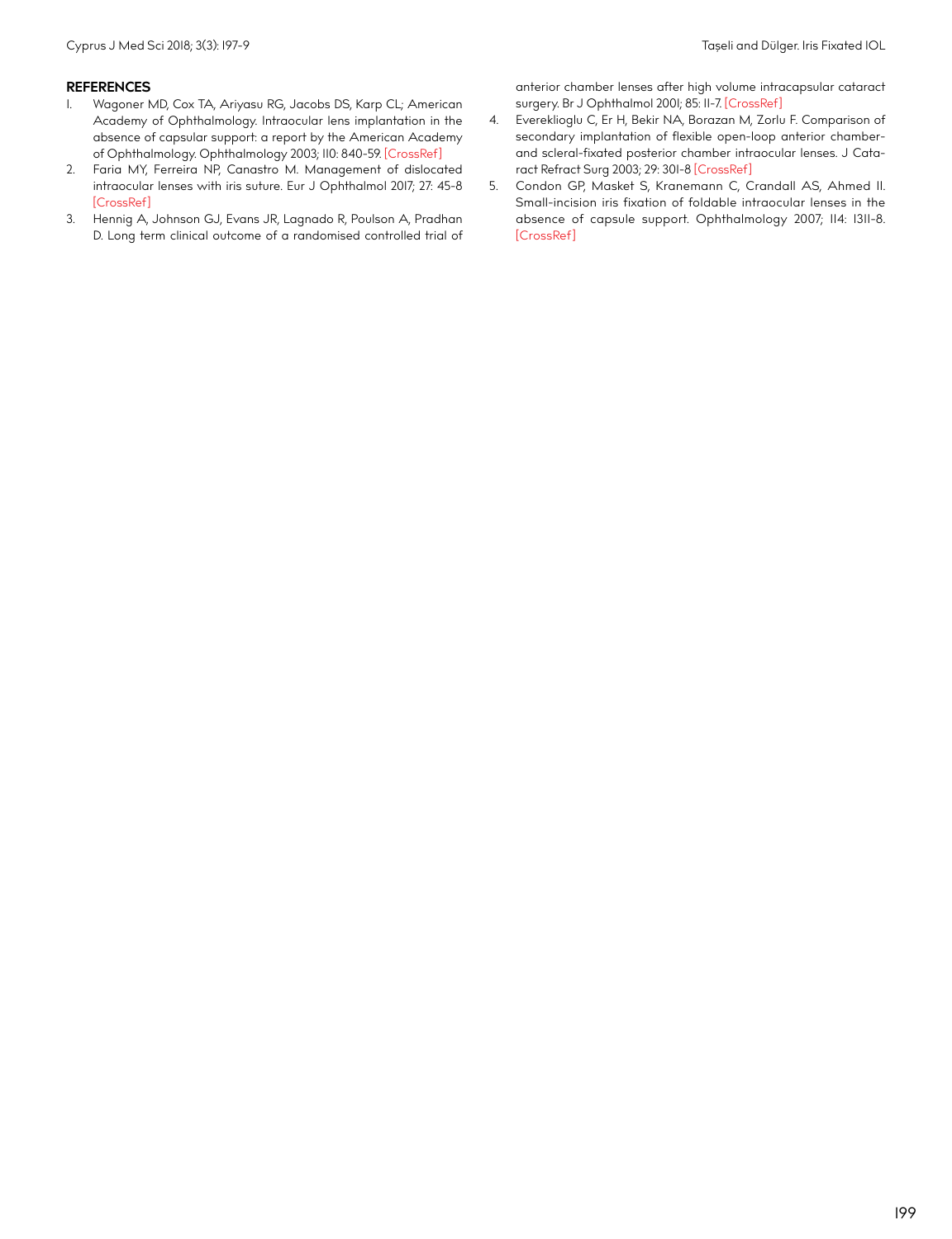## REFERENCES

1. Wagoner MD, Cox TA, Ariyasu RG, Jacobs DS, Karp CL; American Academy of Ophthalmology. Intraocular lens implantation in the absence of capsular support: a report by the American Academy of Ophthalmology. Ophthalmology 2003; 110: 840-59. [CrossRef]
2. Faria MY, Ferreira NP, Canastro M. Management of dislocated intraocular lenses with iris suture. Eur J Ophthalmol 2017; 27: 45-8 [CrossRef]
3. Hennig A, Johnson GJ, Evans JR, Lagnado R, Poulson A, Pradhan D. Long term clinical outcome of a randomised controlled trial of anterior chamber lenses after high volume intracapsular cataract surgery. Br J Ophthalmol 2001; 85: 11-7. [CrossRef]
4. Evereklioglu C, Er H, Bekir NA, Borazan M, Zorlu F. Comparison of secondary implantation of flexible open-loop anterior chamber- and scleral-fixated posterior chamber intraocular lenses. J Cataract Refract Surg 2003; 29: 301-8 [CrossRef]
5. Condon GP, Masket S, Kranemann C, Crandall AS, Ahmed II. Small-incision iris fixation of foldable intraocular lenses in the absence of capsule support. Ophthalmology 2007; 114: 1311-8. [CrossRef]